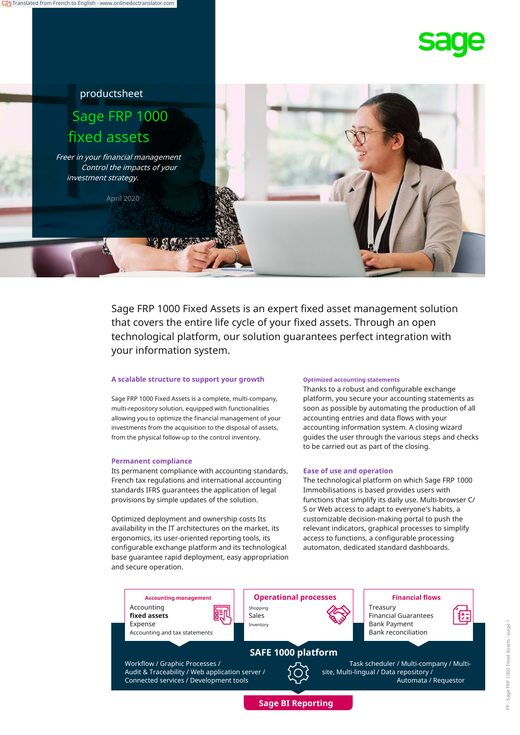Translated from French to English - www.onlinedoctranslator.com

sage

productsheet

# Sage FRP 1000 fixed assets

*Freer in your financial management Control the impacts of your investment strategy.*

April 2020

Sage FRP 1000 Fixed Assets is an expert fixed asset management solution that covers the entire life cycle of your fixed assets. Through an open technological platform, our solution guarantees perfect integration with your information system.

### A scalable structure to support your growth

Sage FRP 1000 Fixed Assets is a complete, multi-company, multi-repository solution, equipped with functionalities allowing you to optimize the financial management of your investments from the acquisition to the disposal of assets, from the physical follow-up to the control inventory.

### Permanent compliance

Its permanent compliance with accounting standards, French tax regulations and international accounting standards IFRS guarantees the application of legal provisions by simple updates of the solution.

Optimized deployment and ownership costs Its availability in the IT architectures on the market, its ergonomics, its user-oriented reporting tools, its configurable exchange platform and its technological base guarantee rapid deployment, easy appropriation and secure operation.

### Optimized accounting statements

Thanks to a robust and configurable exchange platform, you secure your accounting statements as soon as possible by automating the production of all accounting entries and data flows with your accounting information system. A closing wizard guides the user through the various steps and checks to be carried out as part of the closing.

### Ease of use and operation

The technological platform on which Sage FRP 1000 Immobilisations is based provides users with functions that simplify its daily use. Multi-browser C/S or Web access to adapt to everyone's habits, a customizable decision-making portal to push the relevant indicators, graphical processes to simplify access to functions, a configurable processing automaton, dedicated standard dashboards.

**Accounting management**
Accounting
**fixed assets**
Expense
Accounting and tax statements

**Operational processes**
Shopping
Sales
Inventory

**Financial flows**
Treasury
Financial Guarantees
Bank Payment
Bank reconciliation

**SAFE 1000 platform**

Workflow / Graphic Processes / Audit & Traceability / Web application server / Connected services / Development tools

Task scheduler / Multi-company / Multi-site, Multi-lingual / Data repository / Automata / Requestor

**Sage BI Reporting**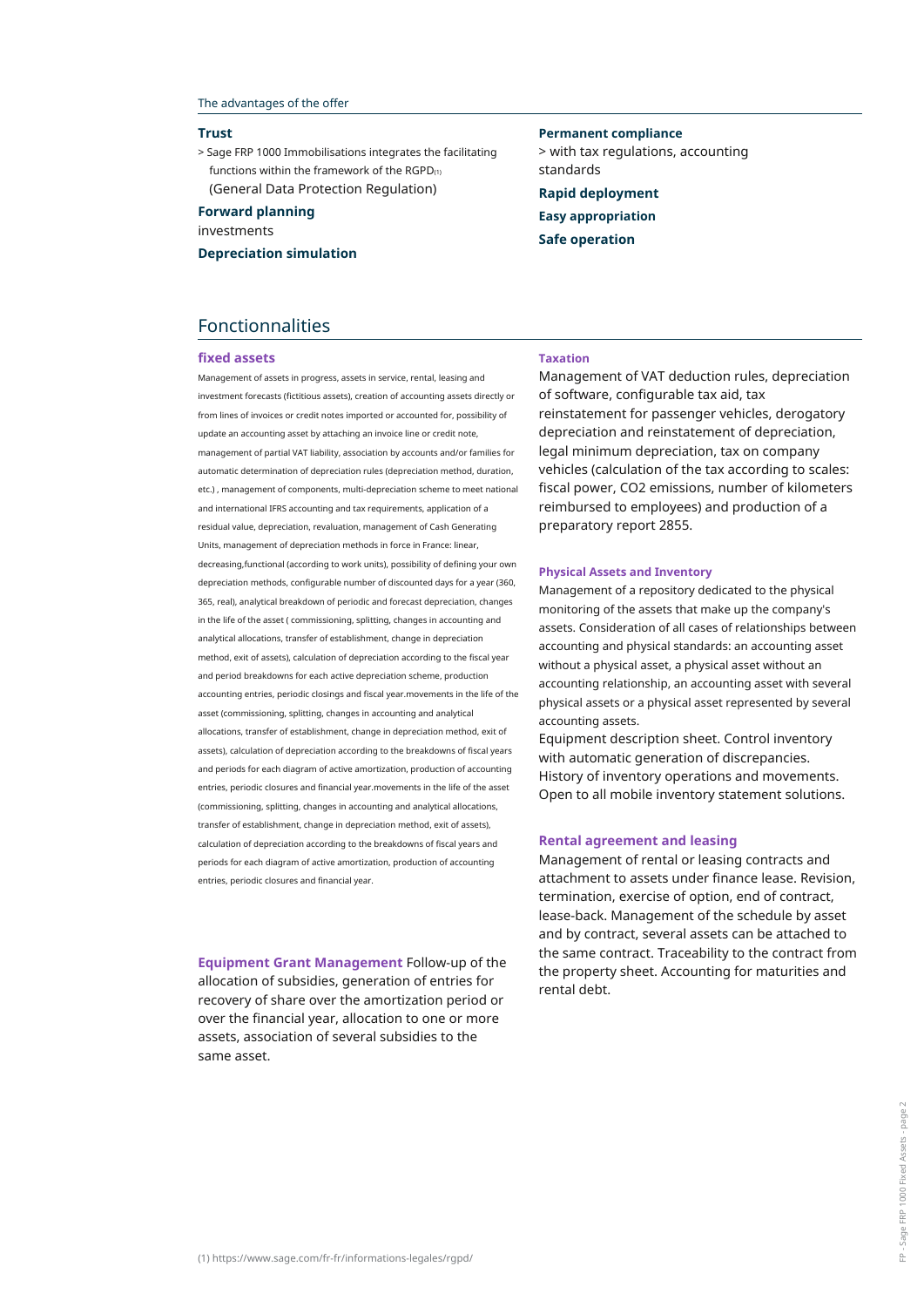The advantages of the offer

**Trust**

> Sage FRP 1000 Immobilisations integrates the facilitating functions within the framework of the RGPD[1] (General Data Protection Regulation)

**Forward planning**
investments

**Depreciation simulation**

**Permanent compliance**
> with tax regulations, accounting standards

**Rapid deployment**

**Easy appropriation**

**Safe operation**

## Fonctionnalities

### fixed assets

Management of assets in progress, assets in service, rental, leasing and investment forecasts (fictitious assets), creation of accounting assets directly or from lines of invoices or credit notes imported or accounted for, possibility of update an accounting asset by attaching an invoice line or credit note, management of partial VAT liability, association by accounts and/or families for automatic determination of depreciation rules (depreciation method, duration, etc.) , management of components, multi-depreciation scheme to meet national and international IFRS accounting and tax requirements, application of a residual value, depreciation, revaluation, management of Cash Generating Units, management of depreciation methods in force in France: linear, decreasing,functional (according to work units), possibility of defining your own depreciation methods, configurable number of discounted days for a year (360, 365, real), analytical breakdown of periodic and forecast depreciation, changes in the life of the asset ( commissioning, splitting, changes in accounting and analytical allocations, transfer of establishment, change in depreciation method, exit of assets), calculation of depreciation according to the fiscal year and period breakdowns for each active depreciation scheme, production accounting entries, periodic closings and fiscal year.movements in the life of the asset (commissioning, splitting, changes in accounting and analytical allocations, transfer of establishment, change in depreciation method, exit of assets), calculation of depreciation according to the breakdowns of fiscal years and periods for each diagram of active amortization, production of accounting entries, periodic closures and financial year.movements in the life of the asset (commissioning, splitting, changes in accounting and analytical allocations, transfer of establishment, change in depreciation method, exit of assets), calculation of depreciation according to the breakdowns of fiscal years and periods for each diagram of active amortization, production of accounting entries, periodic closures and financial year.

**Equipment Grant Management** Follow-up of the allocation of subsidies, generation of entries for recovery of share over the amortization period or over the financial year, allocation to one or more assets, association of several subsidies to the same asset.

### Taxation

Management of VAT deduction rules, depreciation of software, configurable tax aid, tax reinstatement for passenger vehicles, derogatory depreciation and reinstatement of depreciation, legal minimum depreciation, tax on company vehicles (calculation of the tax according to scales: fiscal power, $CO_2$ emissions, number of kilometers reimbursed to employees) and production of a preparatory report 2855.

### Physical Assets and Inventory

Management of a repository dedicated to the physical monitoring of the assets that make up the company's assets. Consideration of all cases of relationships between accounting and physical standards: an accounting asset without a physical asset, a physical asset without an accounting relationship, an accounting asset with several physical assets or a physical asset represented by several accounting assets.

Equipment description sheet. Control inventory with automatic generation of discrepancies. History of inventory operations and movements. Open to all mobile inventory statement solutions.

### Rental agreement and leasing

Management of rental or leasing contracts and attachment to assets under finance lease. Revision, termination, exercise of option, end of contract, lease-back. Management of the schedule by asset and by contract, several assets can be attached to the same contract. Traceability to the contract from the property sheet. Accounting for maturities and rental debt.

(1) https://www.sage.com/fr-fr/informations-legales/rgpd/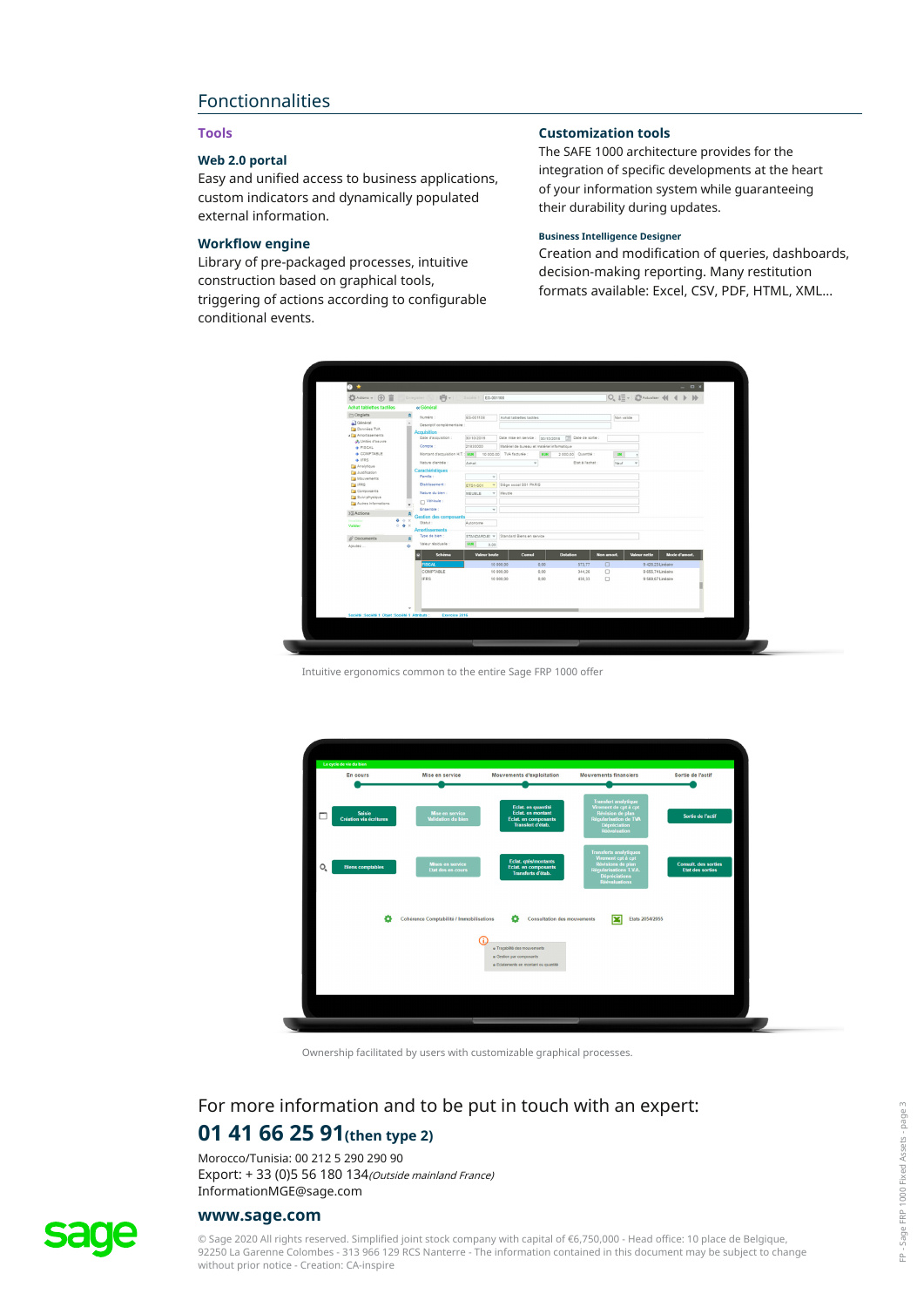## Fonctionnalities

### Tools

**Web 2.0 portal**
Easy and unified access to business applications, custom indicators and dynamically populated external information.

**Workflow engine**
Library of pre-packaged processes, intuitive construction based on graphical tools, triggering of actions according to configurable conditional events.

**Customization tools**
The SAFE 1000 architecture provides for the integration of specific developments at the heart of your information system while guaranteeing their durability during updates.

**Business Intelligence Designer**
Creation and modification of queries, dashboards, decision-making reporting. Many restitution formats available: Excel, CSV, PDF, HTML, XML...

Intuitive ergonomics common to the entire Sage FRP 1000 offer

Ownership facilitated by users with customizable graphical processes.

## For more information and to be put in touch with an expert:

**01 41 66 25 91** **(then type 2)**

Morocco/Tunisia: 00 212 5 290 290 90
Export: + 33 (0)5 56 180 134 *(Outside mainland France)*
InformationMGE@sage.com

**www.sage.com**

© Sage 2020 All rights reserved. Simplified joint stock company with capital of €6,750,000 - Head office: 10 place de Belgique, 92250 La Garenne Colombes - 313 966 129 RCS Nanterre - The information contained in this document may be subject to change without prior notice - Creation: CA-inspire